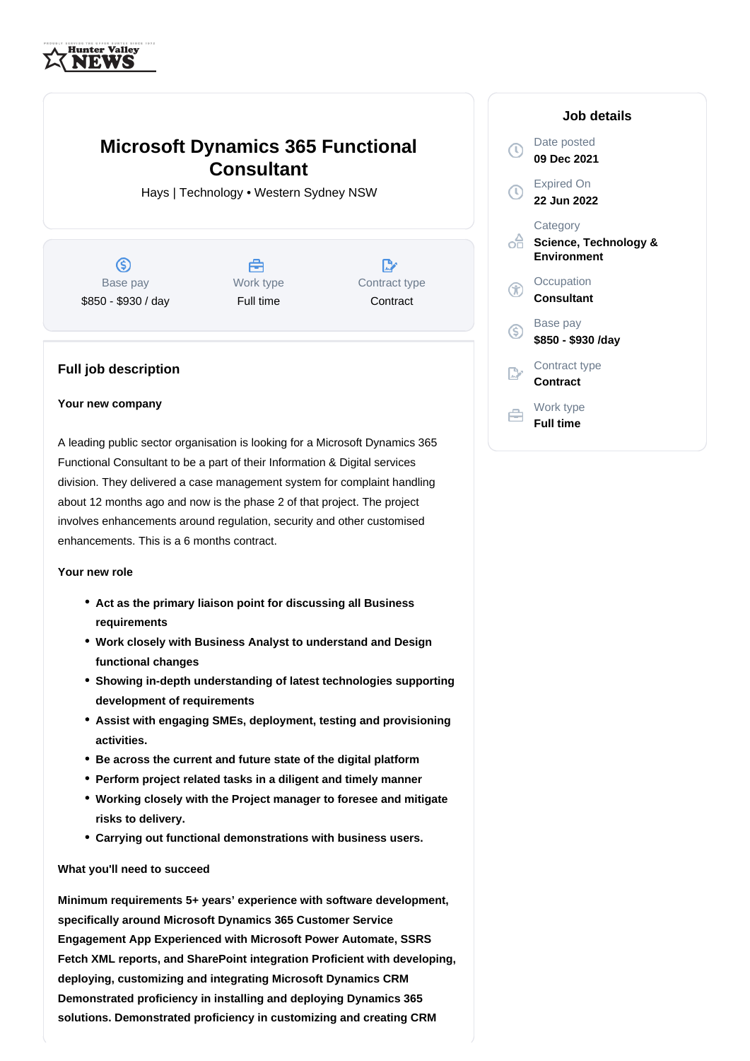Hunter Valley NEWS

# Microsoft Dynamics 365 Functional Consultant

Hays | Technology • Western Sydney NSW

| Base pay | Work type | Contract type |
| --- | --- | --- |
| $850 - $930 / day | Full time | Contract |

## Job details

Date posted
**09 Dec 2021**

Expired On
**22 Jun 2022**

Category
**Science, Technology & Environment**

Occupation
**Consultant**

Base pay
**$850 - $930 /day**

Contract type
**Contract**

Work type
**Full time**

## Full job description

**Your new company**

A leading public sector organisation is looking for a Microsoft Dynamics 365 Functional Consultant to be a part of their Information & Digital services division. They delivered a case management system for complaint handling about 12 months ago and now is the phase 2 of that project. The project involves enhancements around regulation, security and other customised enhancements. This is a 6 months contract.

**Your new role**

- **Act as the primary liaison point for discussing all Business requirements**
- **Work closely with Business Analyst to understand and Design functional changes**
- **Showing in-depth understanding of latest technologies supporting development of requirements**
- **Assist with engaging SMEs, deployment, testing and provisioning activities.**
- **Be across the current and future state of the digital platform**
- **Perform project related tasks in a diligent and timely manner**
- **Working closely with the Project manager to foresee and mitigate risks to delivery.**
- **Carrying out functional demonstrations with business users.**

**What you'll need to succeed**

**Minimum requirements 5+ years' experience with software development, specifically around Microsoft Dynamics 365 Customer Service Engagement App Experienced with Microsoft Power Automate, SSRS Fetch XML reports, and SharePoint integration Proficient with developing, deploying, customizing and integrating Microsoft Dynamics CRM Demonstrated proficiency in installing and deploying Dynamics 365 solutions. Demonstrated proficiency in customizing and creating CRM**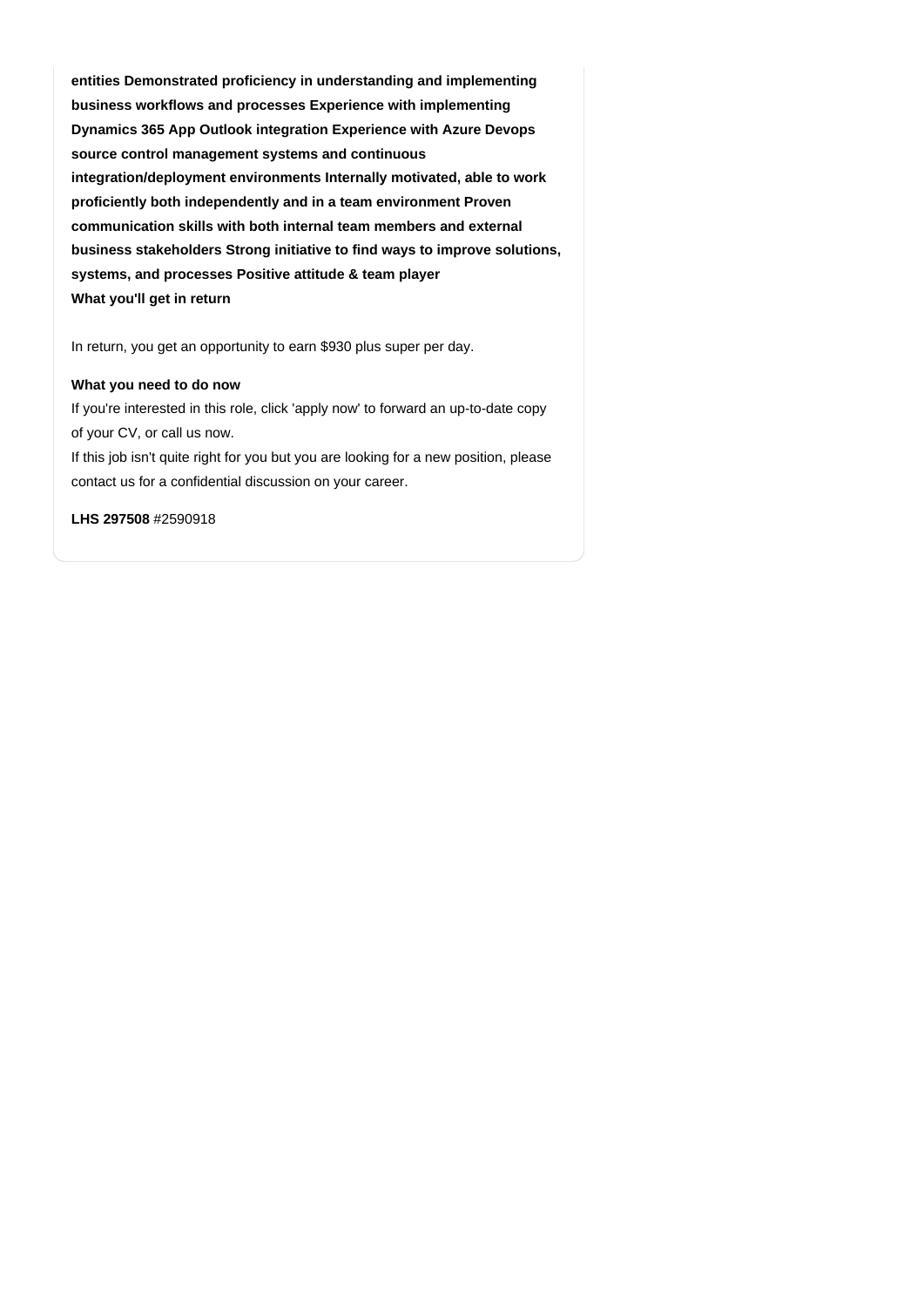**entities Demonstrated proficiency in understanding and implementing business workflows and processes Experience with implementing Dynamics 365 App Outlook integration Experience with Azure Devops source control management systems and continuous integration/deployment environments Internally motivated, able to work proficiently both independently and in a team environment Proven communication skills with both internal team members and external business stakeholders Strong initiative to find ways to improve solutions, systems, and processes Positive attitude & team player**

**What you'll get in return**

In return, you get an opportunity to earn $930 plus super per day.

**What you need to do now**

If you're interested in this role, click 'apply now' to forward an up-to-date copy of your CV, or call us now.

If this job isn't quite right for you but you are looking for a new position, please contact us for a confidential discussion on your career.

**LHS 297508** #2590918